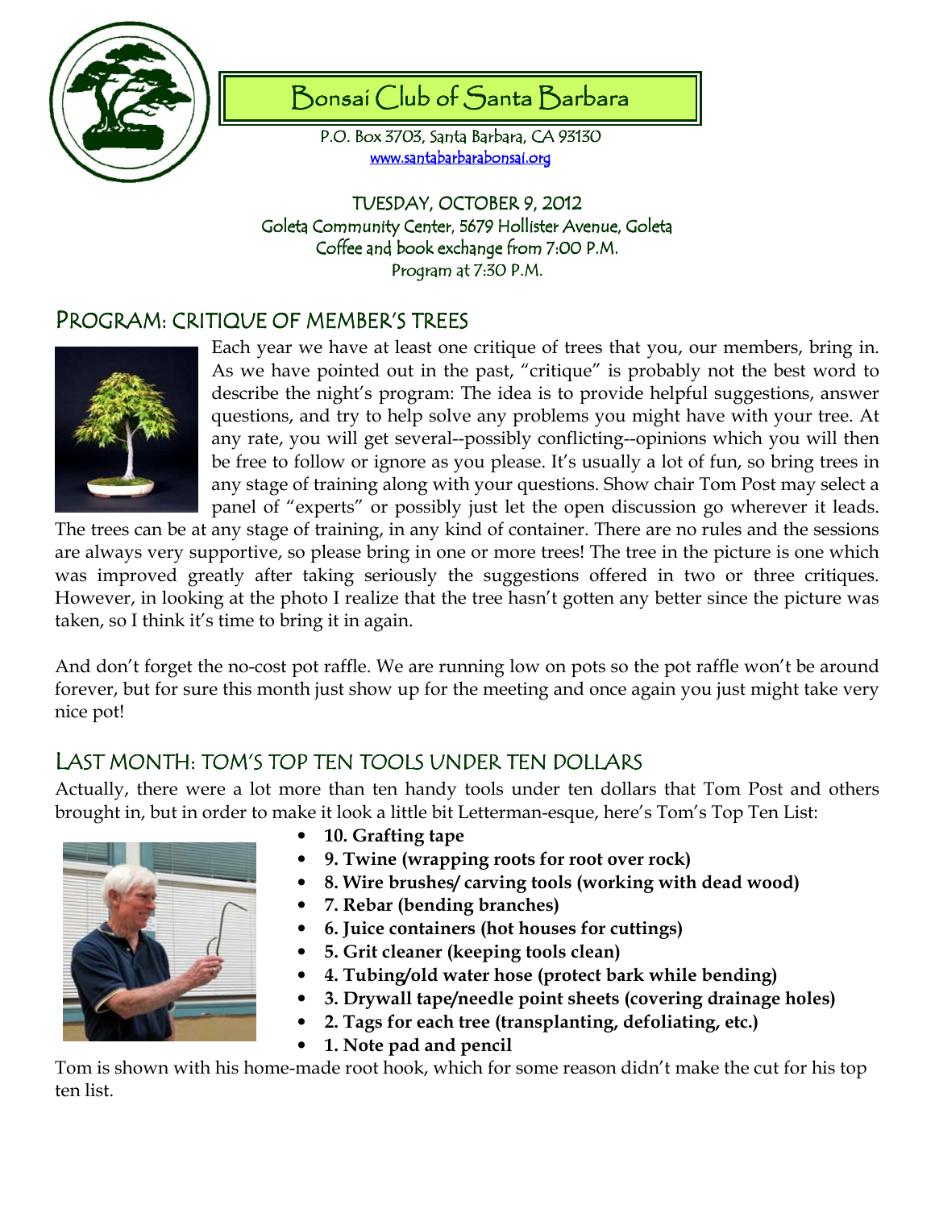# Bonsai Club of Santa Barbara

P.O. Box 3703, Santa Barbara, CA 93130
www.santabarbarabonsai.org

TUESDAY, OCTOBER 9, 2012
Goleta Community Center, 5679 Hollister Avenue, Goleta
Coffee and book exchange from 7:00 P.M.
Program at 7:30 P.M.

## PROGRAM: CRITIQUE OF MEMBER'S TREES

Each year we have at least one critique of trees that you, our members, bring in. As we have pointed out in the past, "critique" is probably not the best word to describe the night's program: The idea is to provide helpful suggestions, answer questions, and try to help solve any problems you might have with your tree. At any rate, you will get several--possibly conflicting--opinions which you will then be free to follow or ignore as you please. It's usually a lot of fun, so bring trees in any stage of training along with your questions. Show chair Tom Post may select a panel of "experts" or possibly just let the open discussion go wherever it leads. The trees can be at any stage of training, in any kind of container. There are no rules and the sessions are always very supportive, so please bring in one or more trees! The tree in the picture is one which was improved greatly after taking seriously the suggestions offered in two or three critiques. However, in looking at the photo I realize that the tree hasn't gotten any better since the picture was taken, so I think it's time to bring it in again.

And don't forget the no-cost pot raffle. We are running low on pots so the pot raffle won't be around forever, but for sure this month just show up for the meeting and once again you just might take very nice pot!

## LAST MONTH: TOM'S TOP TEN TOOLS UNDER TEN DOLLARS

Actually, there were a lot more than ten handy tools under ten dollars that Tom Post and others brought in, but in order to make it look a little bit Letterman-esque, here's Tom's Top Ten List:

- **10. Grafting tape**
- **9. Twine (wrapping roots for root over rock)**
- **8. Wire brushes/ carving tools (working with dead wood)**
- **7. Rebar (bending branches)**
- **6. Juice containers (hot houses for cuttings)**
- **5. Grit cleaner (keeping tools clean)**
- **4. Tubing/old water hose (protect bark while bending)**
- **3. Drywall tape/needle point sheets (covering drainage holes)**
- **2. Tags for each tree (transplanting, defoliating, etc.)**
- **1. Note pad and pencil**

Tom is shown with his home-made root hook, which for some reason didn't make the cut for his top ten list.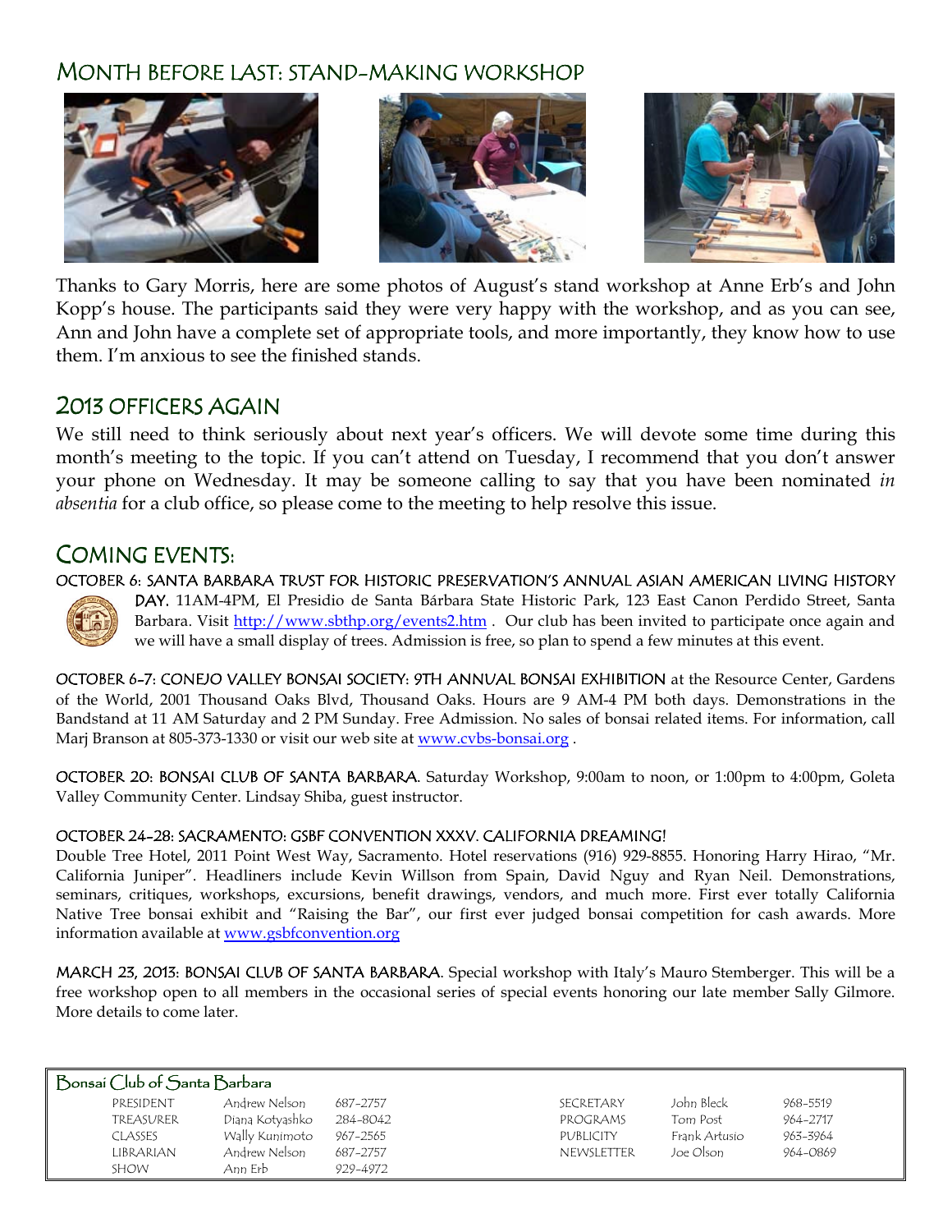## MONTH BEFORE LAST: STAND-MAKING WORKSHOP

Thanks to Gary Morris, here are some photos of August's stand workshop at Anne Erb's and John Kopp's house. The participants said they were very happy with the workshop, and as you can see, Ann and John have a complete set of appropriate tools, and more importantly, they know how to use them. I'm anxious to see the finished stands.

## 2013 OFFICERS AGAIN

We still need to think seriously about next year's officers. We will devote some time during this month's meeting to the topic. If you can't attend on Tuesday, I recommend that you don't answer your phone on Wednesday. It may be someone calling to say that you have been nominated *in absentia* for a club office, so please come to the meeting to help resolve this issue.

## COMING EVENTS:

**OCTOBER 6: SANTA BARBARA TRUST FOR HISTORIC PRESERVATION'S ANNUAL ASIAN AMERICAN LIVING HISTORY DAY.** 11AM-4PM, El Presidio de Santa Bárbara State Historic Park, 123 East Canon Perdido Street, Santa Barbara. Visit http://www.sbthp.org/events2.htm . Our club has been invited to participate once again and we will have a small display of trees. Admission is free, so plan to spend a few minutes at this event.

**OCTOBER 6-7: CONEJO VALLEY BONSAI SOCIETY: 9TH ANNUAL BONSAI EXHIBITION** at the Resource Center, Gardens of the World, 2001 Thousand Oaks Blvd, Thousand Oaks. Hours are 9 AM-4 PM both days. Demonstrations in the Bandstand at 11 AM Saturday and 2 PM Sunday. Free Admission. No sales of bonsai related items. For information, call Marj Branson at 805-373-1330 or visit our web site at www.cvbs-bonsai.org .

**OCTOBER 20: BONSAI CLUB OF SANTA BARBARA.** Saturday Workshop, 9:00am to noon, or 1:00pm to 4:00pm, Goleta Valley Community Center. Lindsay Shiba, guest instructor.

**OCTOBER 24-28: SACRAMENTO: GSBF CONVENTION XXXV. CALIFORNIA DREAMING!**
Double Tree Hotel, 2011 Point West Way, Sacramento. Hotel reservations (916) 929-8855. Honoring Harry Hirao, "Mr. California Juniper". Headliners include Kevin Willson from Spain, David Nguy and Ryan Neil. Demonstrations, seminars, critiques, workshops, excursions, benefit drawings, vendors, and much more. First ever totally California Native Tree bonsai exhibit and "Raising the Bar", our first ever judged bonsai competition for cash awards. More information available at www.gsbfconvention.org

**MARCH 23, 2013: BONSAI CLUB OF SANTA BARBARA.** Special workshop with Italy's Mauro Stemberger. This will be a free workshop open to all members in the occasional series of special events honoring our late member Sally Gilmore. More details to come later.

**Bonsai Club of Santa Barbara**

| | | | | | |
|---|---|---|---|---|---|
| PRESIDENT | Andrew Nelson | 687-2757 | SECRETARY | John Bleck | 968-5519 |
| TREASURER | Diana Kotyashko | 284-8042 | PROGRAMS | Tom Post | 964-2717 |
| CLASSES | Wally Kunimoto | 967-2565 | PUBLICITY | Frank Artusio | 963-3964 |
| LIBRARIAN | Andrew Nelson | 687-2757 | NEWSLETTER | Joe Olson | 964-0869 |
| SHOW | Ann Erb | 929-4972 | | | |